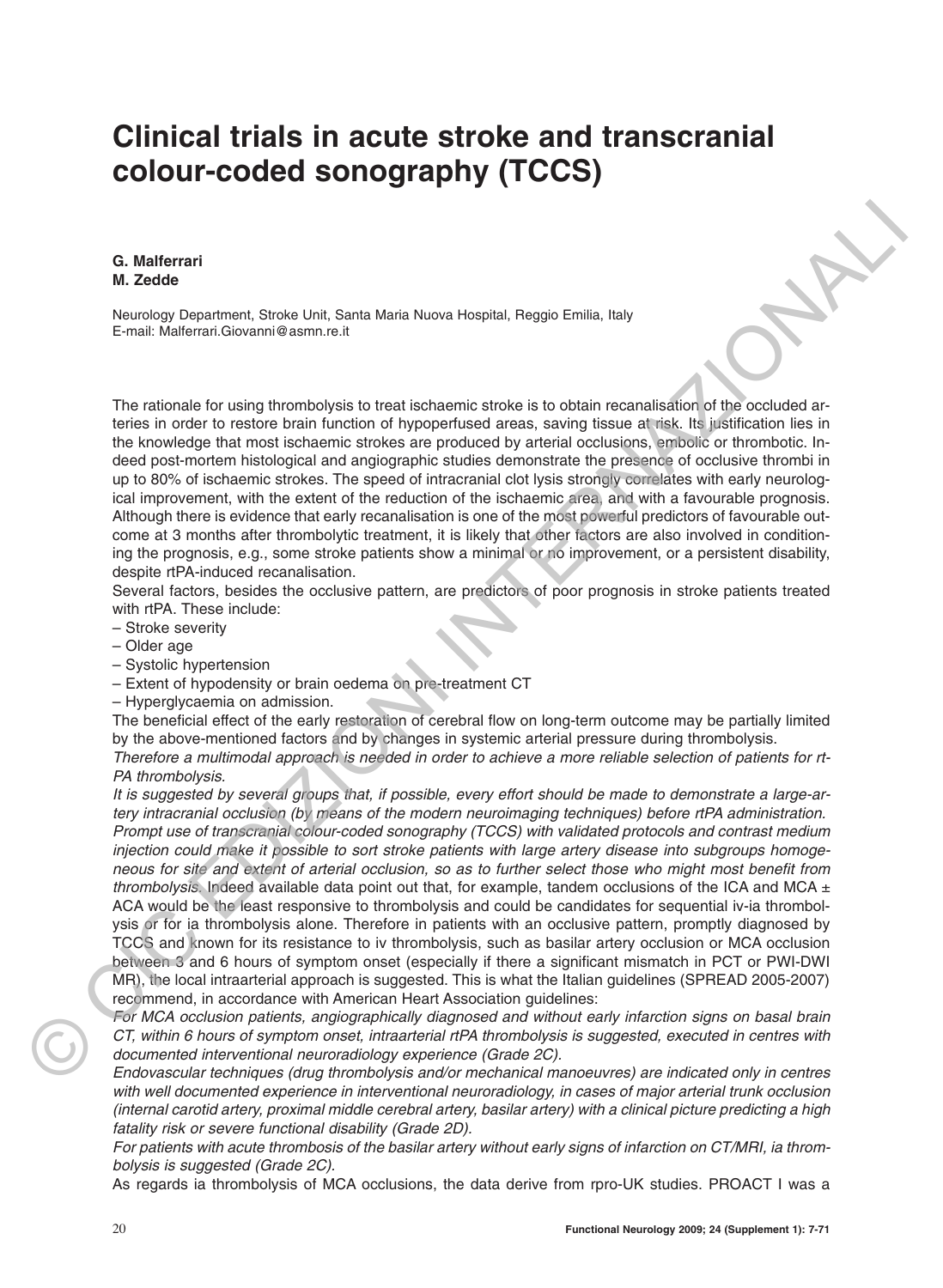# Clinical trials in acute stroke and transcranial colour-coded sonography (TCCS)

**G. Malferrari**
**M. Zedde**

Neurology Department, Stroke Unit, Santa Maria Nuova Hospital, Reggio Emilia, Italy
E-mail: Malferrari.Giovanni@asmn.re.it

The rationale for using thrombolysis to treat ischaemic stroke is to obtain recanalisation of the occluded arteries in order to restore brain function of hypoperfused areas, saving tissue at risk. Its justification lies in the knowledge that most ischaemic strokes are produced by arterial occlusions, embolic or thrombotic. Indeed post-mortem histological and angiographic studies demonstrate the presence of occlusive thrombi in up to 80% of ischaemic strokes. The speed of intracranial clot lysis strongly correlates with early neurological improvement, with the extent of the reduction of the ischaemic area, and with a favourable prognosis. Although there is evidence that early recanalisation is one of the most powerful predictors of favourable outcome at 3 months after thrombolytic treatment, it is likely that other factors are also involved in conditioning the prognosis, e.g., some stroke patients show a minimal or no improvement, or a persistent disability, despite rtPA-induced recanalisation.

Several factors, besides the occlusive pattern, are predictors of poor prognosis in stroke patients treated with rtPA. These include:

– Stroke severity
– Older age
– Systolic hypertension
– Extent of hypodensity or brain oedema on pre-treatment CT
– Hyperglycaemia on admission.

The beneficial effect of the early restoration of cerebral flow on long-term outcome may be partially limited by the above-mentioned factors and by changes in systemic arterial pressure during thrombolysis.

*Therefore a multimodal approach is needed in order to achieve a more reliable selection of patients for rt-PA thrombolysis.*

*It is suggested by several groups that, if possible, every effort should be made to demonstrate a large-artery intracranial occlusion (by means of the modern neuroimaging techniques) before rtPA administration. Prompt use of transcranial colour-coded sonography (TCCS) with validated protocols and contrast medium injection could make it possible to sort stroke patients with large artery disease into subgroups homogeneous for site and extent of arterial occlusion, so as to further select those who might most benefit from thrombolysis.* Indeed available data point out that, for example, tandem occlusions of the ICA and MCA ± ACA would be the least responsive to thrombolysis and could be candidates for sequential iv-ia thrombolysis or for ia thrombolysis alone. Therefore in patients with an occlusive pattern, promptly diagnosed by TCCS and known for its resistance to iv thrombolysis, such as basilar artery occlusion or MCA occlusion between 3 and 6 hours of symptom onset (especially if there a significant mismatch in PCT or PWI-DWI MR), the local intraarterial approach is suggested. This is what the Italian guidelines (SPREAD 2005-2007) recommend, in accordance with American Heart Association guidelines:

*For MCA occlusion patients, angiographically diagnosed and without early infarction signs on basal brain CT, within 6 hours of symptom onset, intraarterial rtPA thrombolysis is suggested, executed in centres with documented interventional neuroradiology experience (Grade 2C).*

*Endovascular techniques (drug thrombolysis and/or mechanical manoeuvres) are indicated only in centres with well documented experience in interventional neuroradiology, in cases of major arterial trunk occlusion (internal carotid artery, proximal middle cerebral artery, basilar artery) with a clinical picture predicting a high fatality risk or severe functional disability (Grade 2D).*

*For patients with acute thrombosis of the basilar artery without early signs of infarction on CT/MRI, ia thrombolysis is suggested (Grade 2C).*

As regards ia thrombolysis of MCA occlusions, the data derive from rpro-UK studies. PROACT I was a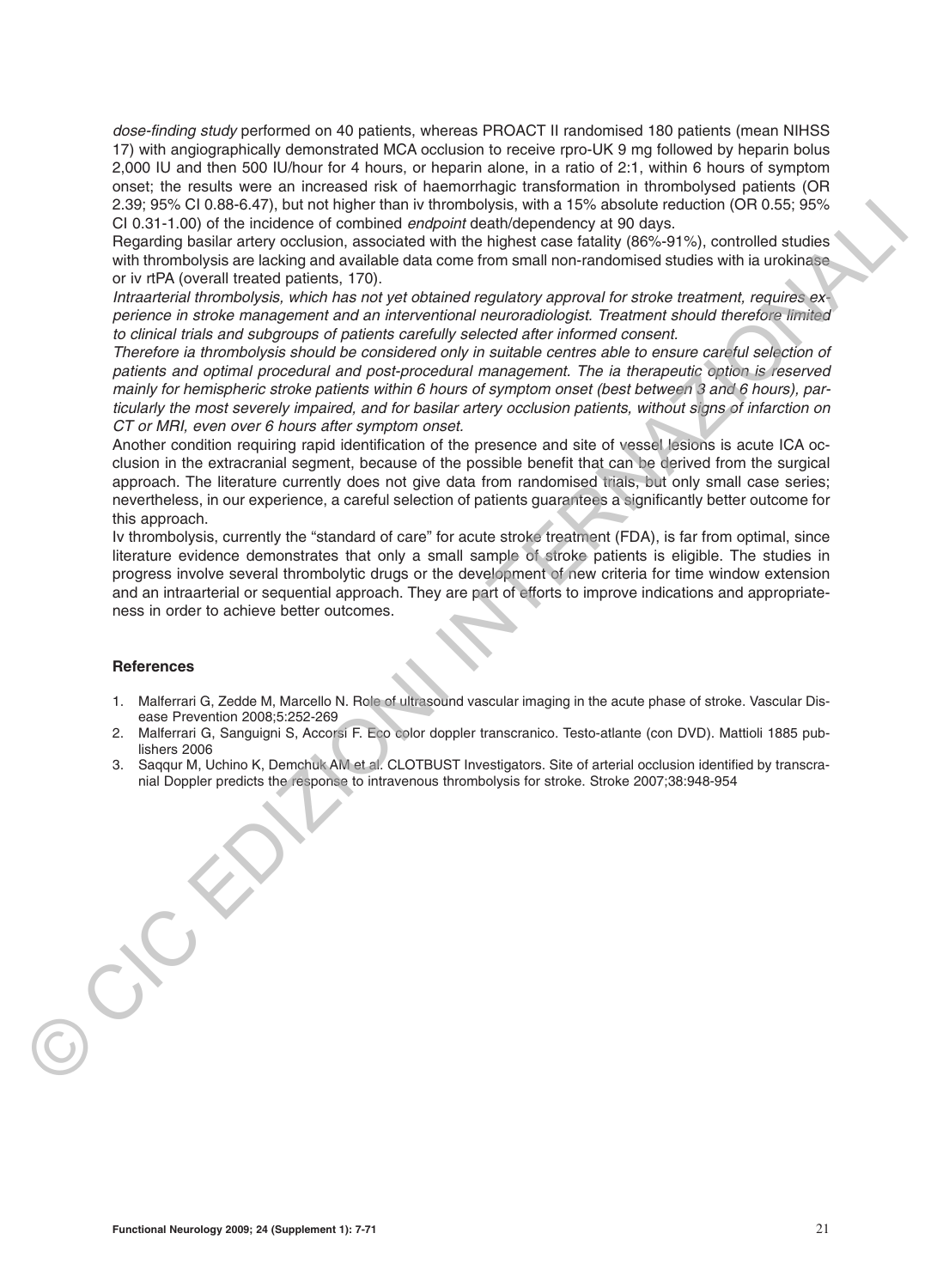*dose-finding study* performed on 40 patients, whereas PROACT II randomised 180 patients (mean NIHSS 17) with angiographically demonstrated MCA occlusion to receive rpro-UK 9 mg followed by heparin bolus 2,000 IU and then 500 IU/hour for 4 hours, or heparin alone, in a ratio of 2:1, within 6 hours of symptom onset; the results were an increased risk of haemorrhagic transformation in thrombolysed patients (OR 2.39; 95% CI 0.88-6.47), but not higher than iv thrombolysis, with a 15% absolute reduction (OR 0.55; 95% CI 0.31-1.00) of the incidence of combined *endpoint* death/dependency at 90 days.

Regarding basilar artery occlusion, associated with the highest case fatality (86%-91%), controlled studies with thrombolysis are lacking and available data come from small non-randomised studies with ia urokinase or iv rtPA (overall treated patients, 170).

*Intraarterial thrombolysis, which has not yet obtained regulatory approval for stroke treatment, requires experience in stroke management and an interventional neuroradiologist. Treatment should therefore limited to clinical trials and subgroups of patients carefully selected after informed consent.*

*Therefore ia thrombolysis should be considered only in suitable centres able to ensure careful selection of patients and optimal procedural and post-procedural management. The ia therapeutic option is reserved mainly for hemispheric stroke patients within 6 hours of symptom onset (best between 3 and 6 hours), particularly the most severely impaired, and for basilar artery occlusion patients, without signs of infarction on CT or MRI, even over 6 hours after symptom onset.*

Another condition requiring rapid identification of the presence and site of vessel lesions is acute ICA occlusion in the extracranial segment, because of the possible benefit that can be derived from the surgical approach. The literature currently does not give data from randomised trials, but only small case series; nevertheless, in our experience, a careful selection of patients guarantees a significantly better outcome for this approach.

Iv thrombolysis, currently the "standard of care" for acute stroke treatment (FDA), is far from optimal, since literature evidence demonstrates that only a small sample of stroke patients is eligible. The studies in progress involve several thrombolytic drugs or the development of new criteria for time window extension and an intraarterial or sequential approach. They are part of efforts to improve indications and appropriateness in order to achieve better outcomes.

## References

1. Malferrari G, Zedde M, Marcello N. Role of ultrasound vascular imaging in the acute phase of stroke. Vascular Disease Prevention 2008;5:252-269
2. Malferrari G, Sanguigni S, Accorsi F. Eco color doppler transcranico. Testo-atlante (con DVD). Mattioli 1885 publishers 2006
3. Saqqur M, Uchino K, Demchuk AM et al. CLOTBUST Investigators. Site of arterial occlusion identified by transcranial Doppler predicts the response to intravenous thrombolysis for stroke. Stroke 2007;38:948-954